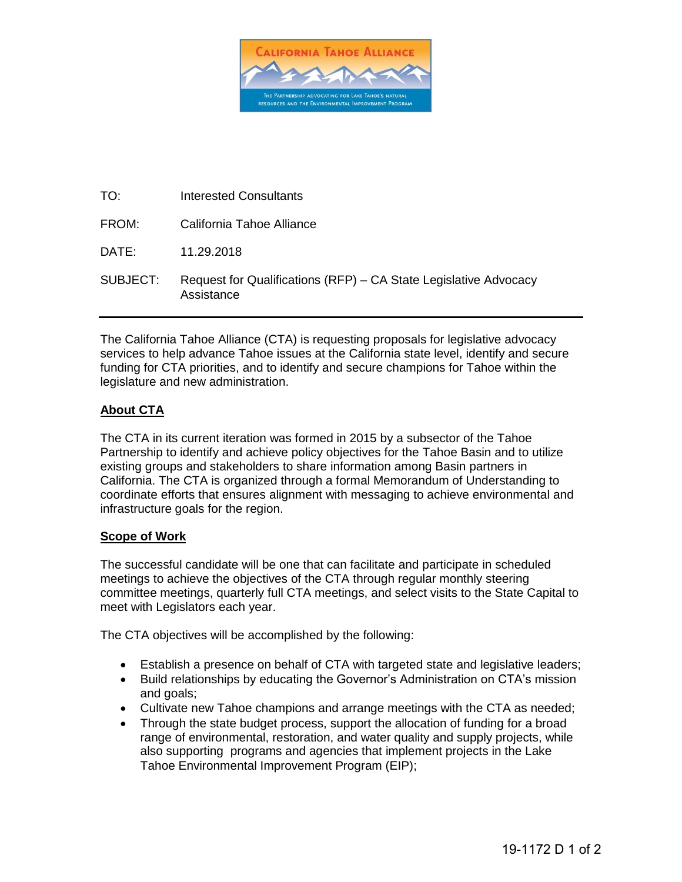TO: Interested Consultants

FROM: California Tahoe Alliance

DATE: 11.29.2018

SUBJECT: Request for Qualifications (RFP) – CA State Legislative Advocacy Assistance

---

The California Tahoe Alliance (CTA) is requesting proposals for legislative advocacy services to help advance Tahoe issues at the California state level, identify and secure funding for CTA priorities, and to identify and secure champions for Tahoe within the legislature and new administration.

## About CTA

The CTA in its current iteration was formed in 2015 by a subsector of the Tahoe Partnership to identify and achieve policy objectives for the Tahoe Basin and to utilize existing groups and stakeholders to share information among Basin partners in California. The CTA is organized through a formal Memorandum of Understanding to coordinate efforts that ensures alignment with messaging to achieve environmental and infrastructure goals for the region.

## Scope of Work

The successful candidate will be one that can facilitate and participate in scheduled meetings to achieve the objectives of the CTA through regular monthly steering committee meetings, quarterly full CTA meetings, and select visits to the State Capital to meet with Legislators each year.

The CTA objectives will be accomplished by the following:

- Establish a presence on behalf of CTA with targeted state and legislative leaders;
- Build relationships by educating the Governor's Administration on CTA's mission and goals;
- Cultivate new Tahoe champions and arrange meetings with the CTA as needed;
- Through the state budget process, support the allocation of funding for a broad range of environmental, restoration, and water quality and supply projects, while also supporting programs and agencies that implement projects in the Lake Tahoe Environmental Improvement Program (EIP);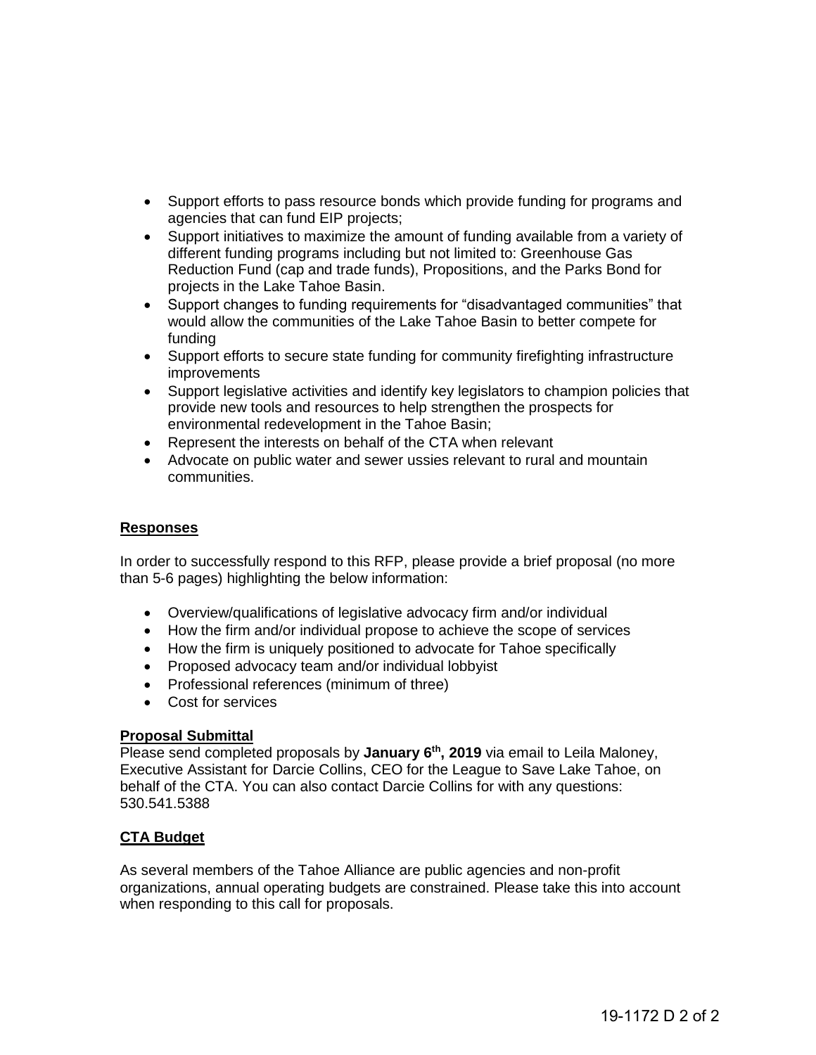- Support efforts to pass resource bonds which provide funding for programs and agencies that can fund EIP projects;
- Support initiatives to maximize the amount of funding available from a variety of different funding programs including but not limited to: Greenhouse Gas Reduction Fund (cap and trade funds), Propositions, and the Parks Bond for projects in the Lake Tahoe Basin.
- Support changes to funding requirements for "disadvantaged communities" that would allow the communities of the Lake Tahoe Basin to better compete for funding
- Support efforts to secure state funding for community firefighting infrastructure improvements
- Support legislative activities and identify key legislators to champion policies that provide new tools and resources to help strengthen the prospects for environmental redevelopment in the Tahoe Basin;
- Represent the interests on behalf of the CTA when relevant
- Advocate on public water and sewer ussies relevant to rural and mountain communities.

## Responses

In order to successfully respond to this RFP, please provide a brief proposal (no more than 5-6 pages) highlighting the below information:

- Overview/qualifications of legislative advocacy firm and/or individual
- How the firm and/or individual propose to achieve the scope of services
- How the firm is uniquely positioned to advocate for Tahoe specifically
- Proposed advocacy team and/or individual lobbyist
- Professional references (minimum of three)
- Cost for services

## Proposal Submittal

Please send completed proposals by **January 6th, 2019** via email to Leila Maloney, Executive Assistant for Darcie Collins, CEO for the League to Save Lake Tahoe, on behalf of the CTA. You can also contact Darcie Collins for with any questions: 530.541.5388

## CTA Budget

As several members of the Tahoe Alliance are public agencies and non-profit organizations, annual operating budgets are constrained. Please take this into account when responding to this call for proposals.